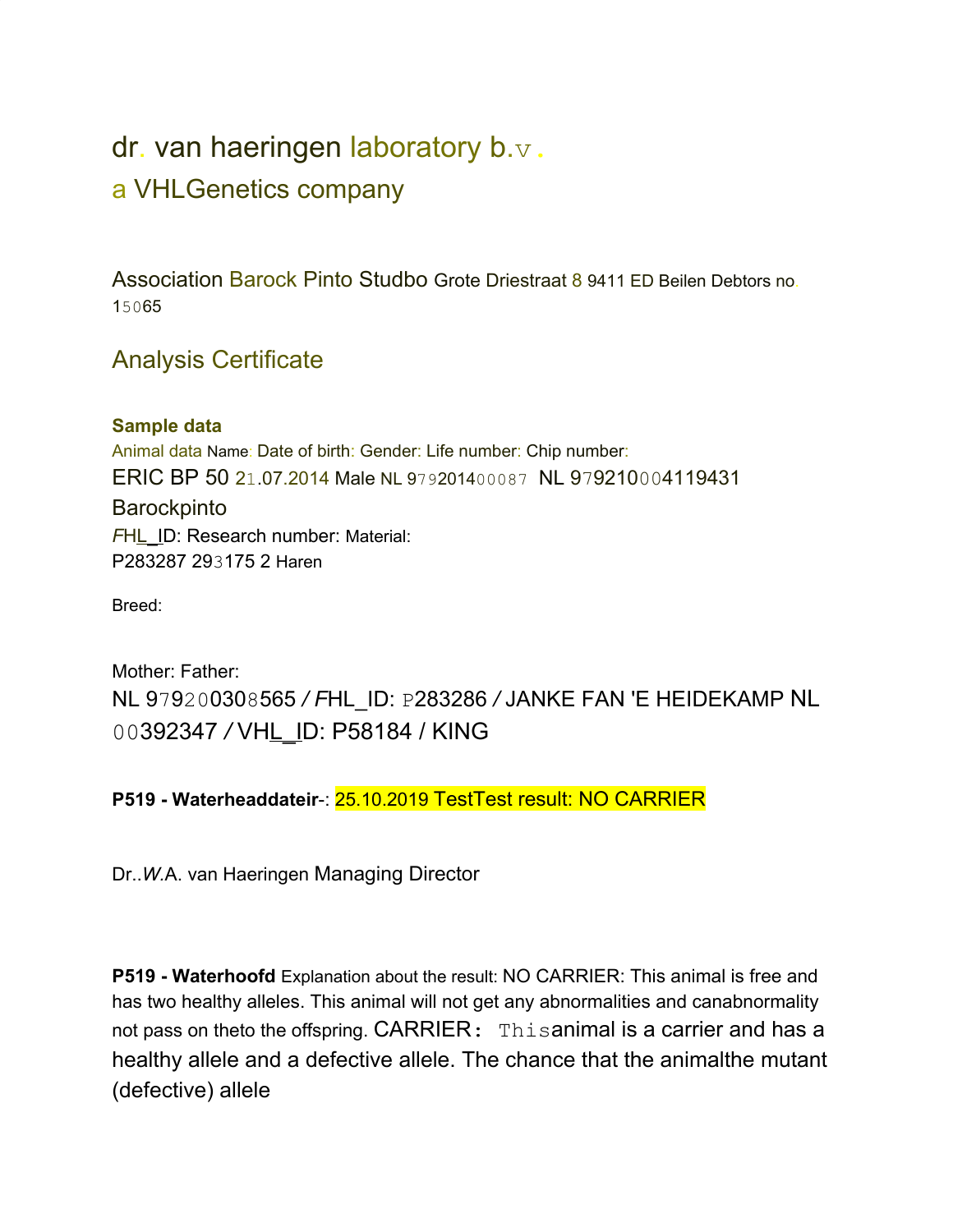# dr. van haeringen laboratory b.v.

## a VHLGenetics company

Association Barock Pinto Studbo Grote Driestraat 8 9411 ED Beilen Debtors no. 15065

## Analysis Certificate

**Sample data**

Animal data Name: Date of birth: Gender: Life number: Chip number:

ERIC BP 50 21.07.2014 Male NL 979201400087 NL 979210004119431

Barockpinto

*F*HL_ID: Research number: Material:

P283287 293175 2 Haren

Breed:

Mother: Father:

NL 979200308565 / *F*HL_ID: P283286 / JANKE FAN 'E HEIDEKAMP NL 00392347 / VHL_ID: P58184 / KING

**P519 - Waterheaddateir**-: 25.10.2019 TestTest result: NO CARRIER

Dr..*W*.A. van Haeringen Managing Director

**P519 - Waterhoofd** Explanation about the result: NO CARRIER: This animal is free and has two healthy alleles. This animal will not get any abnormalities and canabnormality not pass on theto the offspring. CARRIER： This animal is a carrier and has a healthy allele and a defective allele. The chance that the animalthe mutant (defective) allele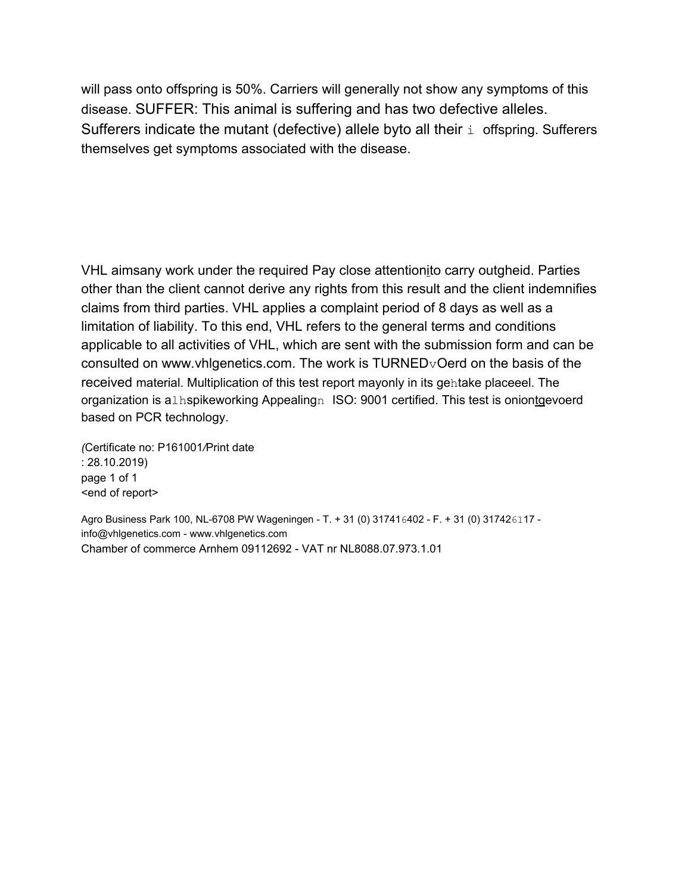will pass onto offspring is 50%. Carriers will generally not show any symptoms of this disease. SUFFER: This animal is suffering and has two defective alleles. Sufferers indicate the mutant (defective) allele byto all their i offspring. Sufferers themselves get symptoms associated with the disease.

VHL aimsany work under the required Pay close attentionito carry outgheid. Parties other than the client cannot derive any rights from this result and the client indemnifies claims from third parties. VHL applies a complaint period of 8 days as well as a limitation of liability. To this end, VHL refers to the general terms and conditions applicable to all activities of VHL, which are sent with the submission form and can be consulted on www.vhlgenetics.com. The work is TURNEDvOerd on the basis of the received material. Multiplication of this test report mayonly in its gehtake placeeel. The organization is alhspikeworking Appealingn ISO: 9001 certified. This test is oniontgevoerd based on PCR technology.

(Certificate no: P161001/Print date
: 28.10.2019)
<end of report>

Agro Business Park 100, NL-6708 PW Wageningen - T. + 31 (0) 317416402 - F. + 31 (0) 317426117 - info@vhlgenetics.com - www.vhlgenetics.com
Chamber of commerce Arnhem 09112692 - VAT nr NL8088.07.973.1.01